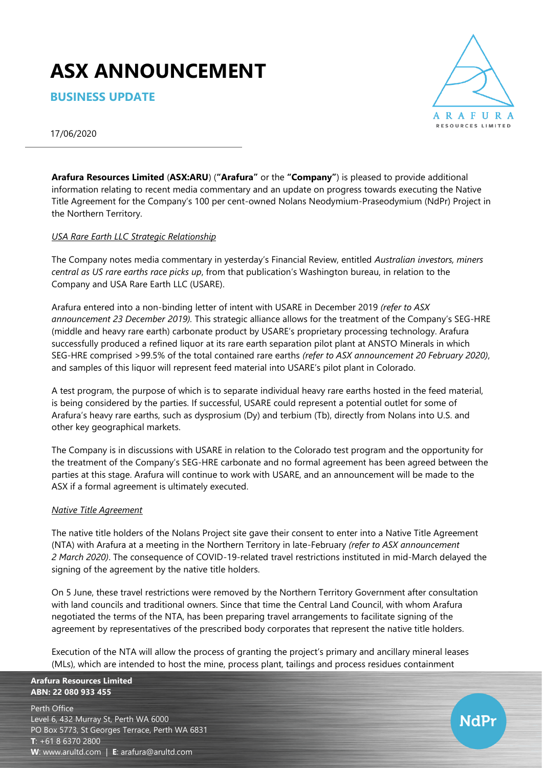# ASX ANNOUNCEMENT

## BUSINESS UPDATE

17/06/2020

**Arafura Resources Limited** (**ASX:ARU**) (**"Arafura"** or the **"Company"**) is pleased to provide additional information relating to recent media commentary and an update on progress towards executing the Native Title Agreement for the Company's 100 per cent-owned Nolans Neodymium-Praseodymium (NdPr) Project in the Northern Territory.

*USA Rare Earth LLC Strategic Relationship*

The Company notes media commentary in yesterday's Financial Review, entitled *Australian investors, miners central as US rare earths race picks up*, from that publication's Washington bureau, in relation to the Company and USA Rare Earth LLC (USARE).

Arafura entered into a non-binding letter of intent with USARE in December 2019 *(refer to ASX announcement 23 December 2019)*. This strategic alliance allows for the treatment of the Company's SEG-HRE (middle and heavy rare earth) carbonate product by USARE's proprietary processing technology. Arafura successfully produced a refined liquor at its rare earth separation pilot plant at ANSTO Minerals in which SEG-HRE comprised >99.5% of the total contained rare earths *(refer to ASX announcement 20 February 2020)*, and samples of this liquor will represent feed material into USARE's pilot plant in Colorado.

A test program, the purpose of which is to separate individual heavy rare earths hosted in the feed material, is being considered by the parties. If successful, USARE could represent a potential outlet for some of Arafura's heavy rare earths, such as dysprosium (Dy) and terbium (Tb), directly from Nolans into U.S. and other key geographical markets.

The Company is in discussions with USARE in relation to the Colorado test program and the opportunity for the treatment of the Company's SEG-HRE carbonate and no formal agreement has been agreed between the parties at this stage. Arafura will continue to work with USARE, and an announcement will be made to the ASX if a formal agreement is ultimately executed.

*Native Title Agreement*

The native title holders of the Nolans Project site gave their consent to enter into a Native Title Agreement (NTA) with Arafura at a meeting in the Northern Territory in late-February *(refer to ASX announcement 2 March 2020)*. The consequence of COVID-19-related travel restrictions instituted in mid-March delayed the signing of the agreement by the native title holders.

On 5 June, these travel restrictions were removed by the Northern Territory Government after consultation with land councils and traditional owners. Since that time the Central Land Council, with whom Arafura negotiated the terms of the NTA, has been preparing travel arrangements to facilitate signing of the agreement by representatives of the prescribed body corporates that represent the native title holders.

Execution of the NTA will allow the process of granting the project's primary and ancillary mineral leases (MLs), which are intended to host the mine, process plant, tailings and process residues containment

**Arafura Resources Limited**
**ABN: 22 080 933 455**

Perth Office
Level 6, 432 Murray St, Perth WA 6000
PO Box 5773, St Georges Terrace, Perth WA 6831
**T**: +61 8 6370 2800
**W**: www.arultd.com | **E**: arafura@arultd.com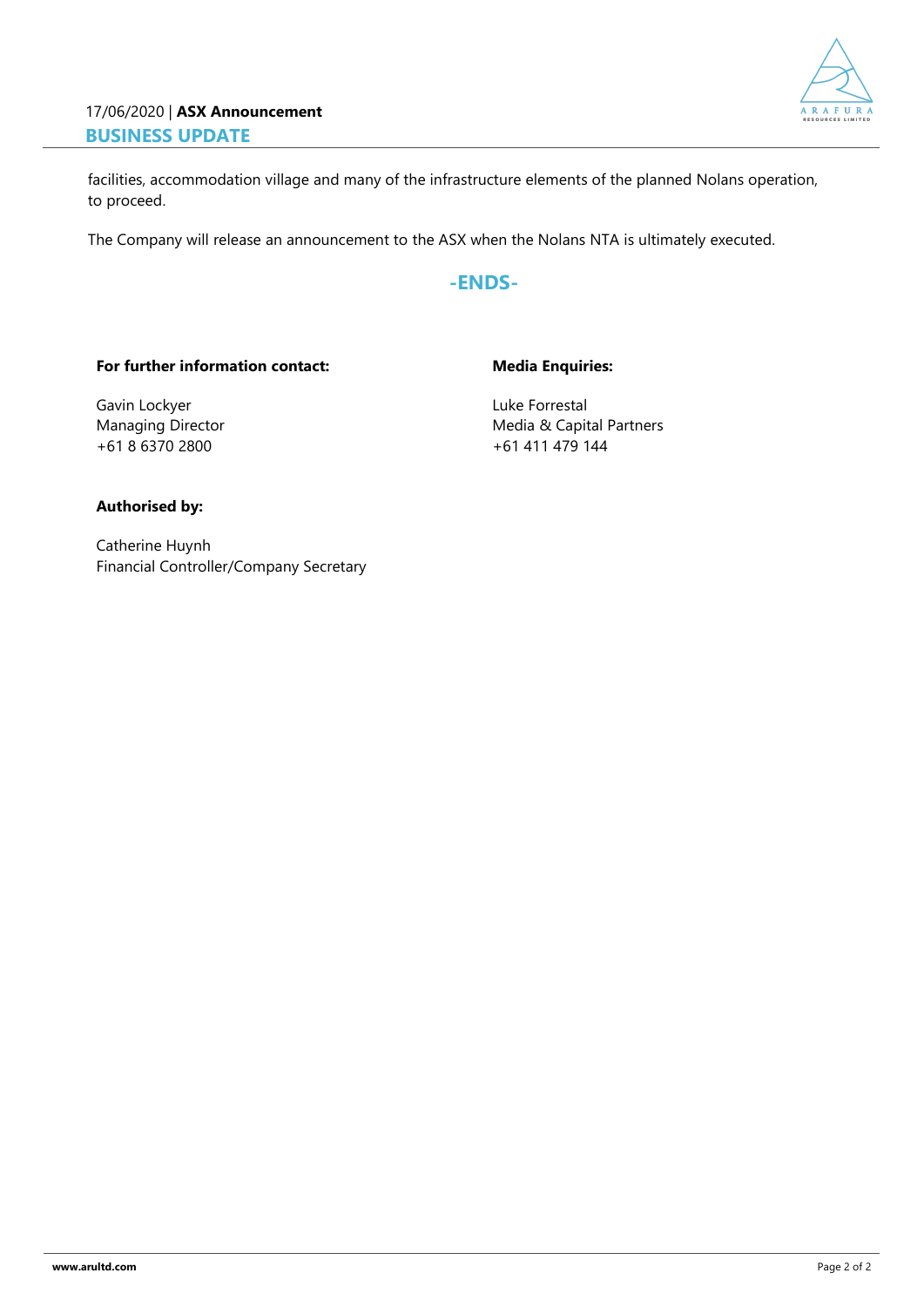facilities, accommodation village and many of the infrastructure elements of the planned Nolans operation, to proceed.

The Company will release an announcement to the ASX when the Nolans NTA is ultimately executed.

**-ENDS-**

**For further information contact:**

Gavin Lockyer
Managing Director
+61 8 6370 2800

**Media Enquiries:**

Luke Forrestal
Media & Capital Partners
+61 411 479 144

**Authorised by:**

Catherine Huynh
Financial Controller/Company Secretary